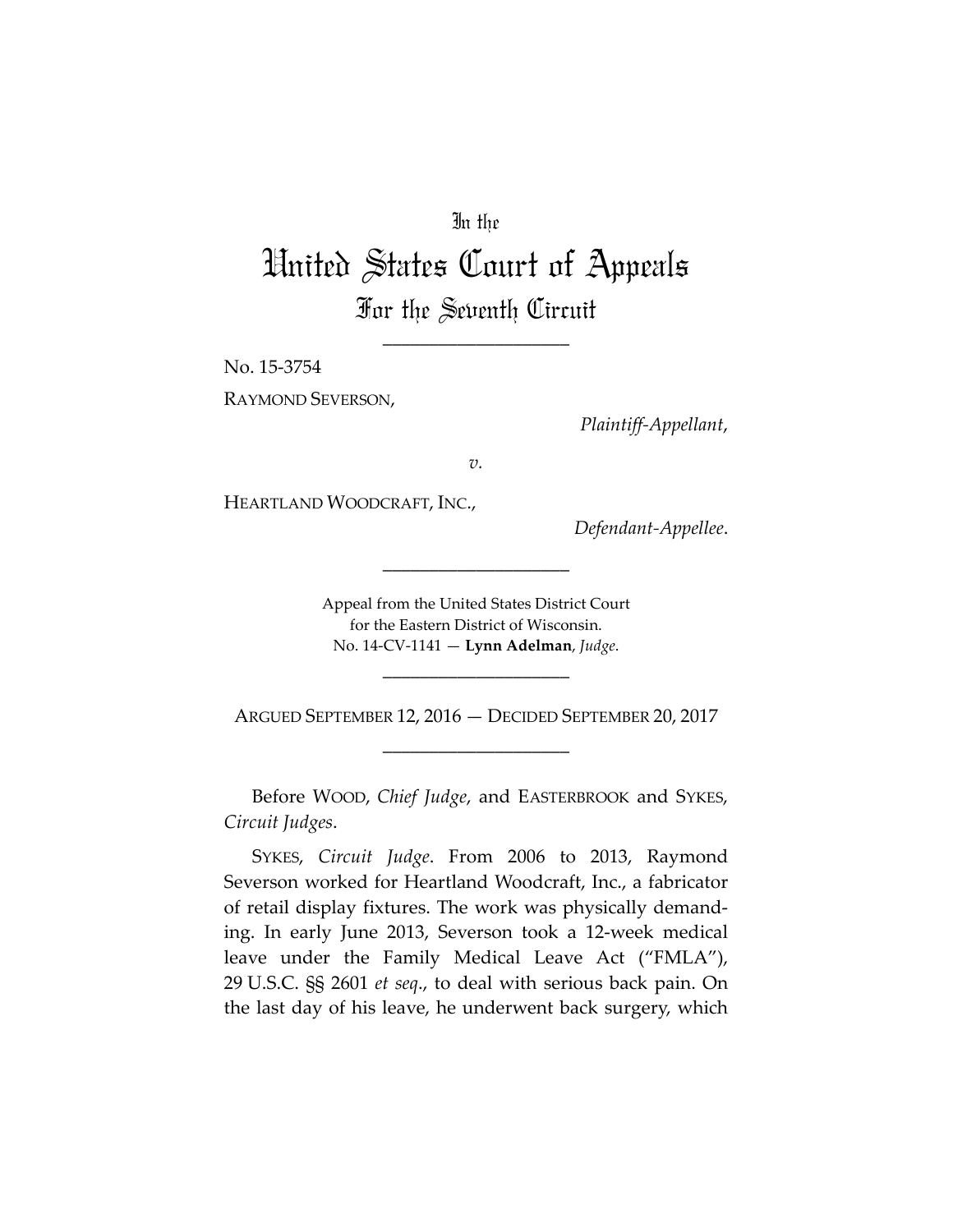In the

# United States Court of Appeals

## For the Seventh Circuit

---

No. 15-3754

RAYMOND SEVERSON,

*Plaintiff-Appellant*,

*v.*

HEARTLAND WOODCRAFT, INC.,

*Defendant-Appellee*.

---

Appeal from the United States District Court
for the Eastern District of Wisconsin.
No. 14-CV-1141 — **Lynn Adelman**, *Judge*.

---

ARGUED SEPTEMBER 12, 2016 — DECIDED SEPTEMBER 20, 2017

---

Before WOOD, *Chief Judge*, and EASTERBROOK and SYKES, *Circuit Judges*.

SYKES, *Circuit Judge*. From 2006 to 2013, Raymond Severson worked for Heartland Woodcraft, Inc., a fabricator of retail display fixtures. The work was physically demanding. In early June 2013, Severson took a 12-week medical leave under the Family Medical Leave Act ("FMLA"), 29 U.S.C. §§ 2601 *et seq*., to deal with serious back pain. On the last day of his leave, he underwent back surgery, which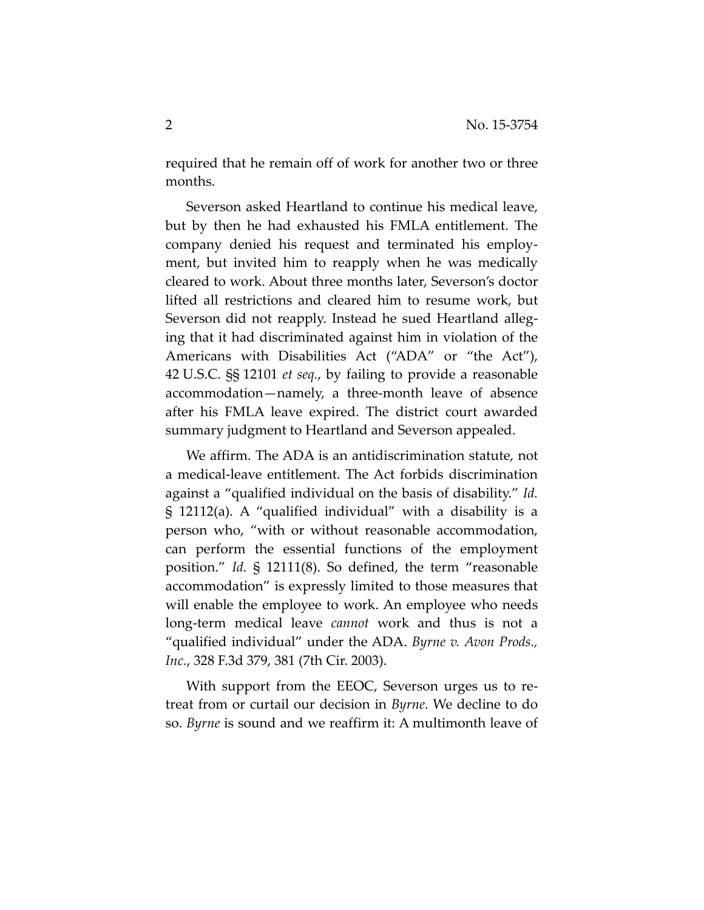required that he remain off of work for another two or three months.

Severson asked Heartland to continue his medical leave, but by then he had exhausted his FMLA entitlement. The company denied his request and terminated his employment, but invited him to reapply when he was medically cleared to work. About three months later, Severson's doctor lifted all restrictions and cleared him to resume work, but Severson did not reapply. Instead he sued Heartland alleging that it had discriminated against him in violation of the Americans with Disabilities Act ("ADA" or "the Act"), 42 U.S.C. §§ 12101 *et seq.*, by failing to provide a reasonable accommodation—namely, a three-month leave of absence after his FMLA leave expired. The district court awarded summary judgment to Heartland and Severson appealed.

We affirm. The ADA is an antidiscrimination statute, not a medical-leave entitlement. The Act forbids discrimination against a "qualified individual on the basis of disability." *Id.* § 12112(a). A "qualified individual" with a disability is a person who, "with or without reasonable accommodation, can perform the essential functions of the employment position." *Id.* § 12111(8). So defined, the term "reasonable accommodation" is expressly limited to those measures that will enable the employee to work. An employee who needs long-term medical leave *cannot* work and thus is not a "qualified individual" under the ADA. *Byrne v. Avon Prods., Inc.*, 328 F.3d 379, 381 (7th Cir. 2003).

With support from the EEOC, Severson urges us to retreat from or curtail our decision in *Byrne*. We decline to do so. *Byrne* is sound and we reaffirm it: A multimonth leave of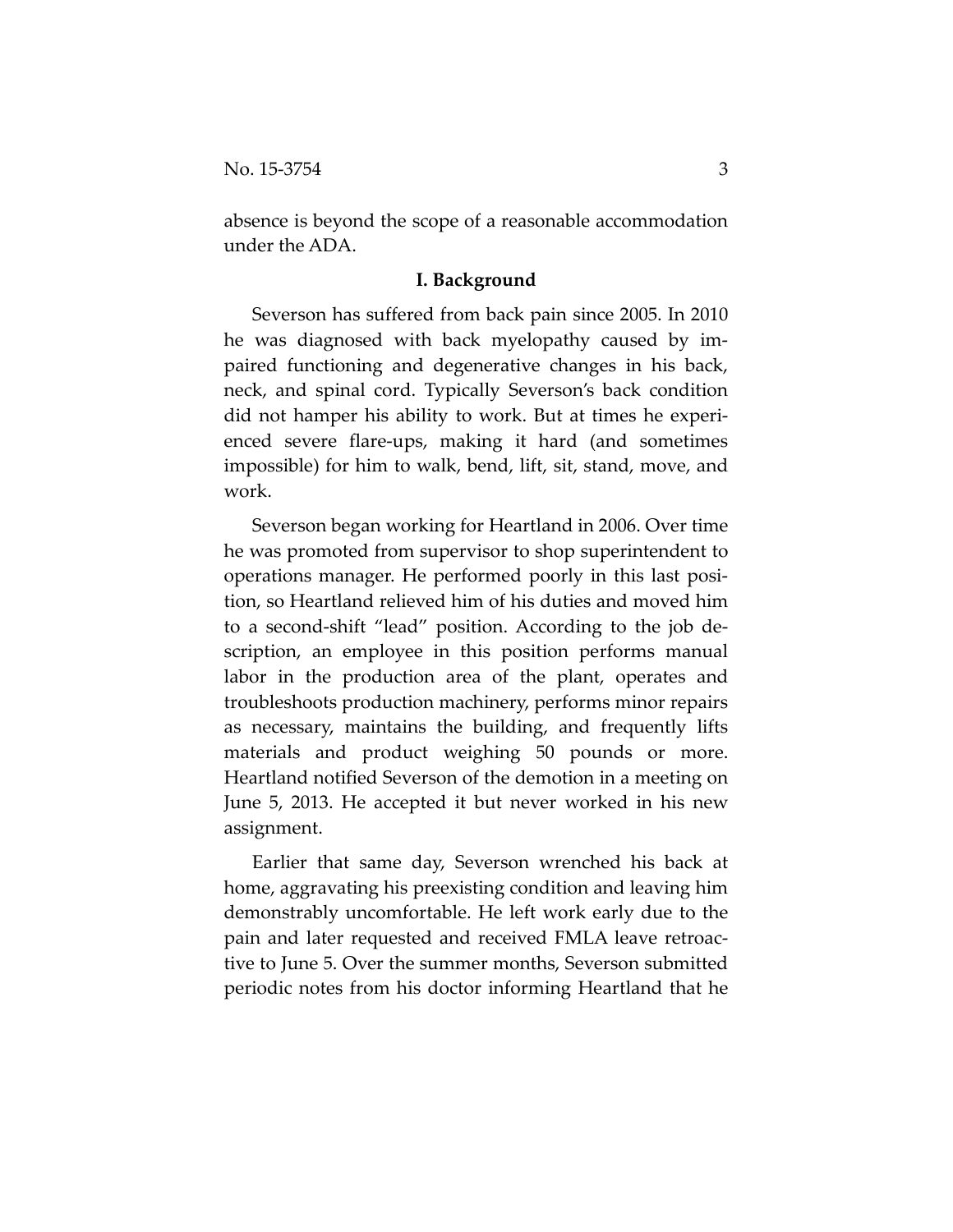absence is beyond the scope of a reasonable accommodation under the ADA.

## I. Background

Severson has suffered from back pain since 2005. In 2010 he was diagnosed with back myelopathy caused by impaired functioning and degenerative changes in his back, neck, and spinal cord. Typically Severson's back condition did not hamper his ability to work. But at times he experienced severe flare-ups, making it hard (and sometimes impossible) for him to walk, bend, lift, sit, stand, move, and work.

Severson began working for Heartland in 2006. Over time he was promoted from supervisor to shop superintendent to operations manager. He performed poorly in this last position, so Heartland relieved him of his duties and moved him to a second-shift "lead" position. According to the job description, an employee in this position performs manual labor in the production area of the plant, operates and troubleshoots production machinery, performs minor repairs as necessary, maintains the building, and frequently lifts materials and product weighing 50 pounds or more. Heartland notified Severson of the demotion in a meeting on June 5, 2013. He accepted it but never worked in his new assignment.

Earlier that same day, Severson wrenched his back at home, aggravating his preexisting condition and leaving him demonstrably uncomfortable. He left work early due to the pain and later requested and received FMLA leave retroactive to June 5. Over the summer months, Severson submitted periodic notes from his doctor informing Heartland that he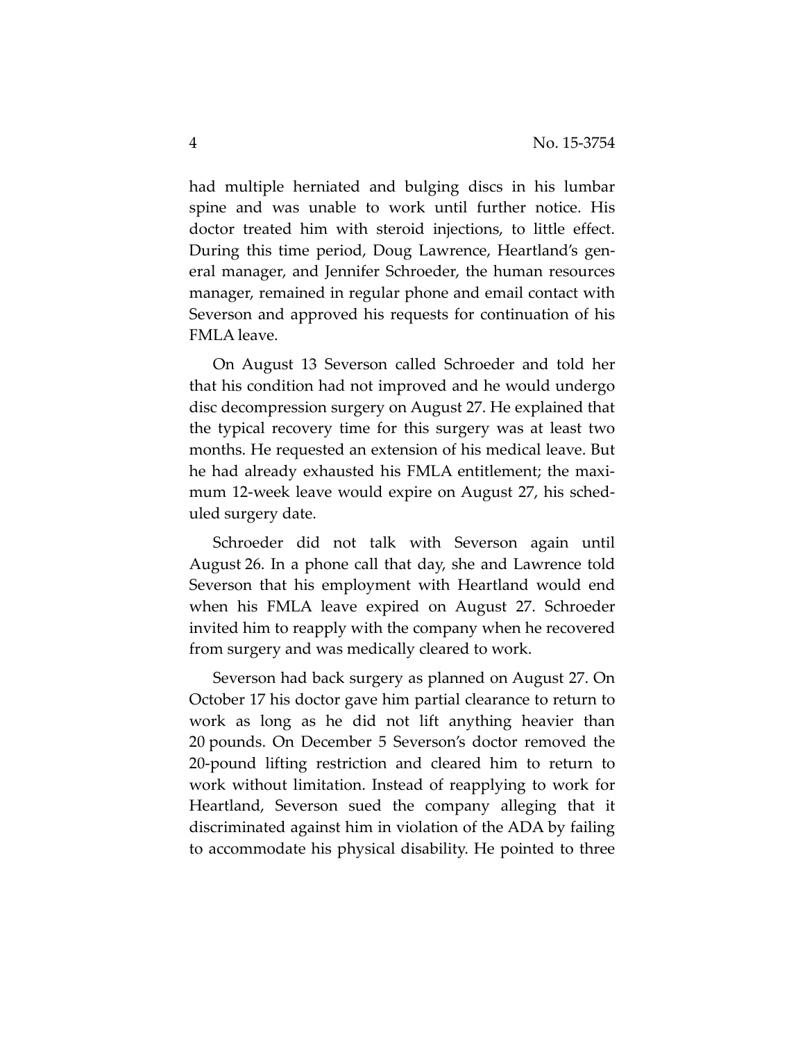had multiple herniated and bulging discs in his lumbar spine and was unable to work until further notice. His doctor treated him with steroid injections, to little effect. During this time period, Doug Lawrence, Heartland's general manager, and Jennifer Schroeder, the human resources manager, remained in regular phone and email contact with Severson and approved his requests for continuation of his FMLA leave.

On August 13 Severson called Schroeder and told her that his condition had not improved and he would undergo disc decompression surgery on August 27. He explained that the typical recovery time for this surgery was at least two months. He requested an extension of his medical leave. But he had already exhausted his FMLA entitlement; the maximum 12-week leave would expire on August 27, his scheduled surgery date.

Schroeder did not talk with Severson again until August 26. In a phone call that day, she and Lawrence told Severson that his employment with Heartland would end when his FMLA leave expired on August 27. Schroeder invited him to reapply with the company when he recovered from surgery and was medically cleared to work.

Severson had back surgery as planned on August 27. On October 17 his doctor gave him partial clearance to return to work as long as he did not lift anything heavier than 20 pounds. On December 5 Severson's doctor removed the 20-pound lifting restriction and cleared him to return to work without limitation. Instead of reapplying to work for Heartland, Severson sued the company alleging that it discriminated against him in violation of the ADA by failing to accommodate his physical disability. He pointed to three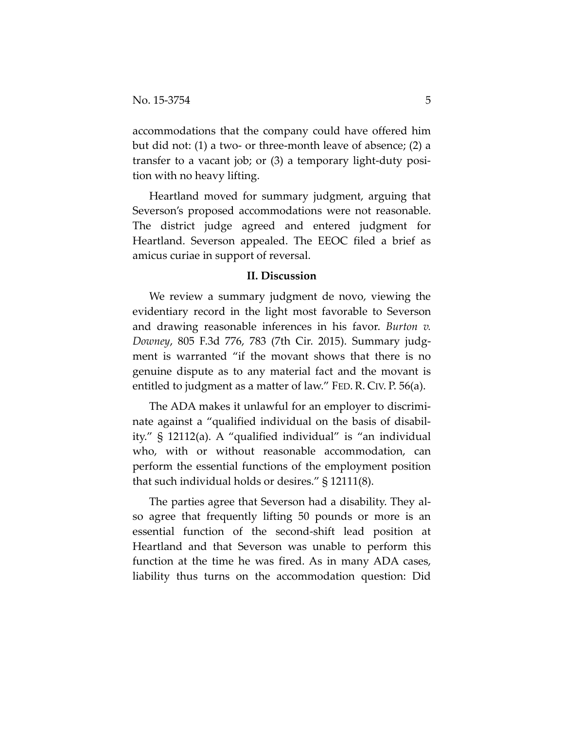accommodations that the company could have offered him but did not: (1) a two- or three-month leave of absence; (2) a transfer to a vacant job; or (3) a temporary light-duty position with no heavy lifting.

Heartland moved for summary judgment, arguing that Severson's proposed accommodations were not reasonable. The district judge agreed and entered judgment for Heartland. Severson appealed. The EEOC filed a brief as amicus curiae in support of reversal.

## II. Discussion

We review a summary judgment de novo, viewing the evidentiary record in the light most favorable to Severson and drawing reasonable inferences in his favor. *Burton v. Downey*, 805 F.3d 776, 783 (7th Cir. 2015). Summary judgment is warranted "if the movant shows that there is no genuine dispute as to any material fact and the movant is entitled to judgment as a matter of law." FED. R. CIV. P. 56(a).

The ADA makes it unlawful for an employer to discriminate against a "qualified individual on the basis of disability." § 12112(a). A "qualified individual" is "an individual who, with or without reasonable accommodation, can perform the essential functions of the employment position that such individual holds or desires." § 12111(8).

The parties agree that Severson had a disability. They also agree that frequently lifting 50 pounds or more is an essential function of the second-shift lead position at Heartland and that Severson was unable to perform this function at the time he was fired. As in many ADA cases, liability thus turns on the accommodation question: Did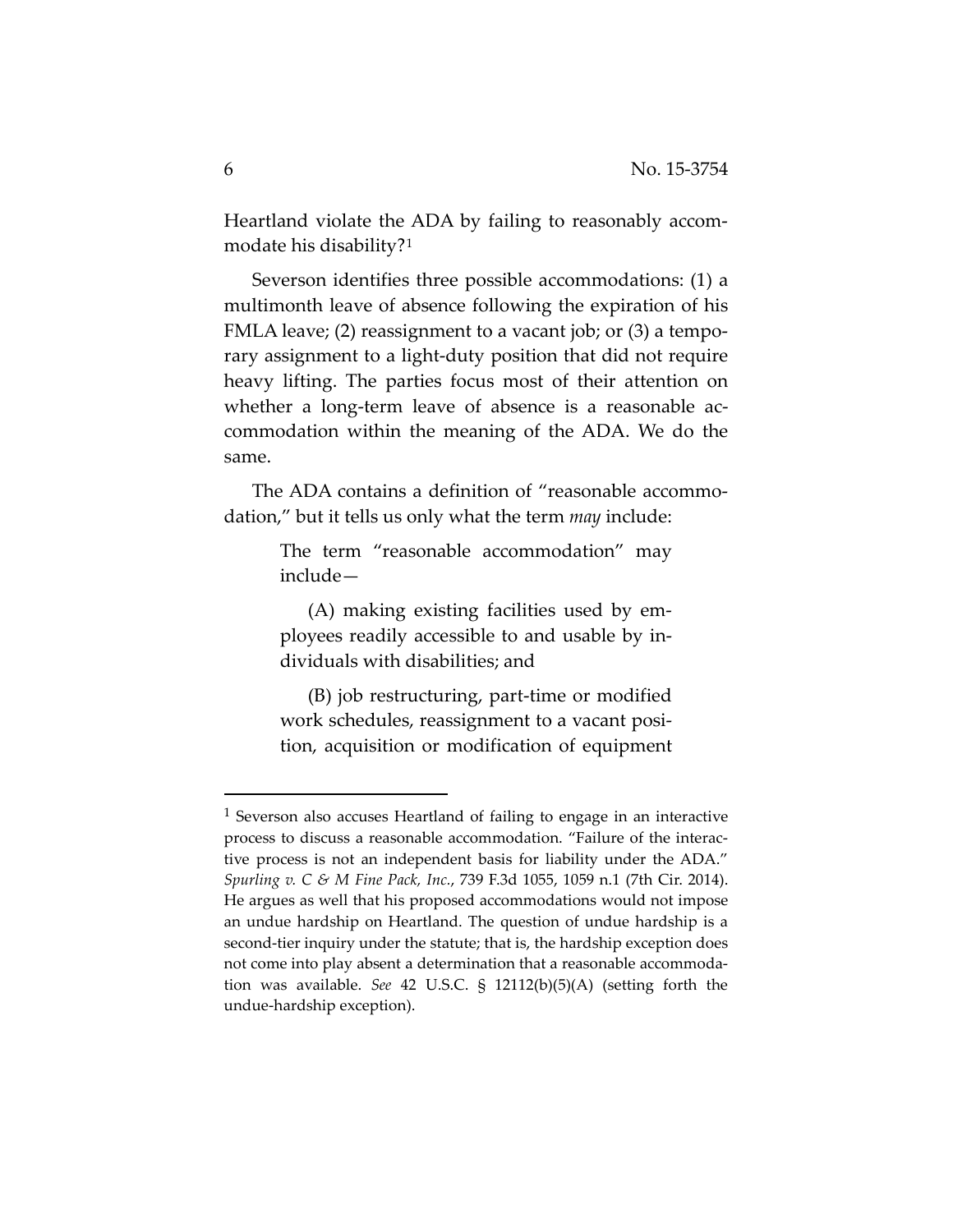Heartland violate the ADA by failing to reasonably accommodate his disability?[1]

Severson identifies three possible accommodations: (1) a multimonth leave of absence following the expiration of his FMLA leave; (2) reassignment to a vacant job; or (3) a temporary assignment to a light-duty position that did not require heavy lifting. The parties focus most of their attention on whether a long-term leave of absence is a reasonable accommodation within the meaning of the ADA. We do the same.

The ADA contains a definition of "reasonable accommodation," but it tells us only what the term *may* include:

> The term "reasonable accommodation" may include—
>
> (A) making existing facilities used by employees readily accessible to and usable by individuals with disabilities; and
>
> (B) job restructuring, part-time or modified work schedules, reassignment to a vacant position, acquisition or modification of equipment

[1] Severson also accuses Heartland of failing to engage in an interactive process to discuss a reasonable accommodation. "Failure of the interactive process is not an independent basis for liability under the ADA." *Spurling v. C & M Fine Pack, Inc.*, 739 F.3d 1055, 1059 n.1 (7th Cir. 2014). He argues as well that his proposed accommodations would not impose an undue hardship on Heartland. The question of undue hardship is a second-tier inquiry under the statute; that is, the hardship exception does not come into play absent a determination that a reasonable accommodation was available. *See* 42 U.S.C. § 12112(b)(5)(A) (setting forth the undue-hardship exception).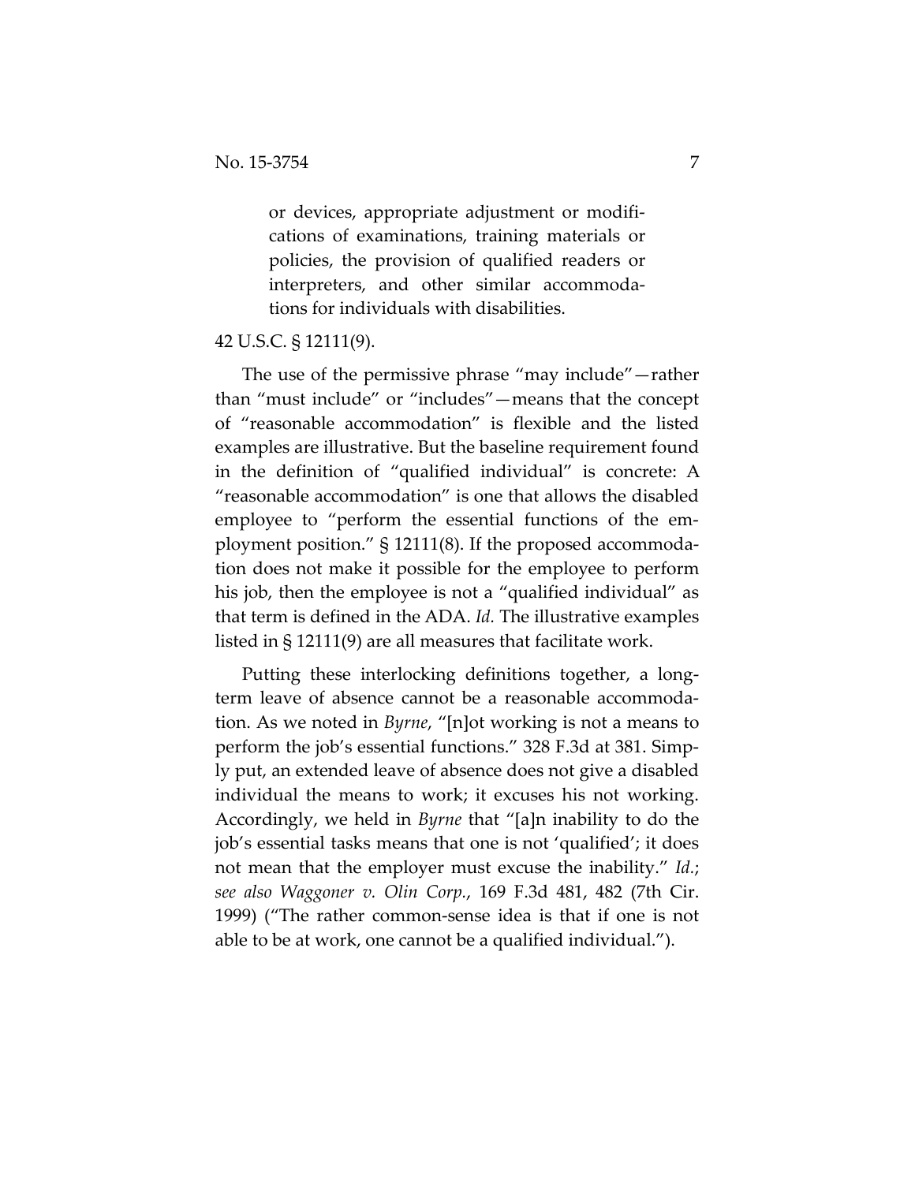> or devices, appropriate adjustment or modifications of examinations, training materials or policies, the provision of qualified readers or interpreters, and other similar accommodations for individuals with disabilities.

42 U.S.C. § 12111(9).

The use of the permissive phrase "may include"—rather than "must include" or "includes"—means that the concept of "reasonable accommodation" is flexible and the listed examples are illustrative. But the baseline requirement found in the definition of "qualified individual" is concrete: A "reasonable accommodation" is one that allows the disabled employee to "perform the essential functions of the employment position." § 12111(8). If the proposed accommodation does not make it possible for the employee to perform his job, then the employee is not a "qualified individual" as that term is defined in the ADA. *Id.* The illustrative examples listed in § 12111(9) are all measures that facilitate work.

Putting these interlocking definitions together, a long-term leave of absence cannot be a reasonable accommodation. As we noted in *Byrne*, "[n]ot working is not a means to perform the job's essential functions." 328 F.3d at 381. Simply put, an extended leave of absence does not give a disabled individual the means to work; it excuses his not working. Accordingly, we held in *Byrne* that "[a]n inability to do the job's essential tasks means that one is not 'qualified'; it does not mean that the employer must excuse the inability." *Id.*; *see also Waggoner v. Olin Corp.*, 169 F.3d 481, 482 (7th Cir. 1999) ("The rather common-sense idea is that if one is not able to be at work, one cannot be a qualified individual.").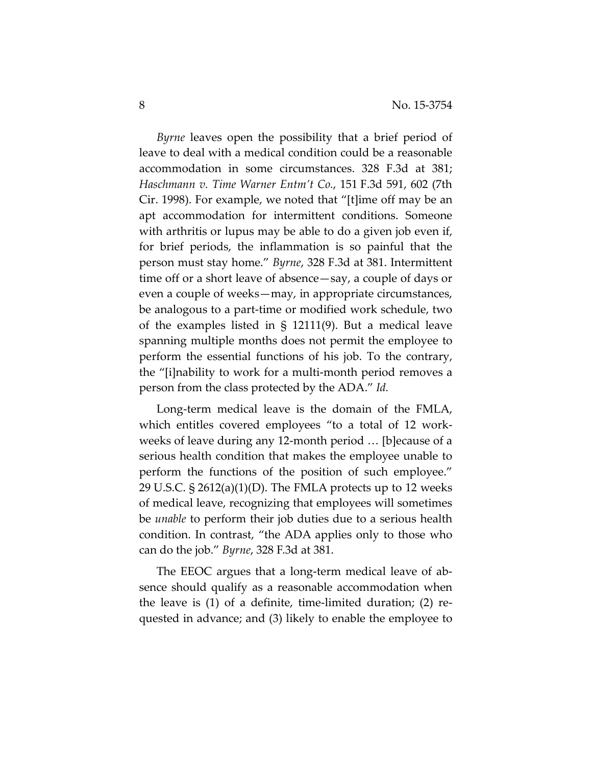*Byrne* leaves open the possibility that a brief period of leave to deal with a medical condition could be a reasonable accommodation in some circumstances. 328 F.3d at 381; *Haschmann v. Time Warner Entm't Co.*, 151 F.3d 591, 602 (7th Cir. 1998). For example, we noted that "[t]ime off may be an apt accommodation for intermittent conditions. Someone with arthritis or lupus may be able to do a given job even if, for brief periods, the inflammation is so painful that the person must stay home." *Byrne*, 328 F.3d at 381. Intermittent time off or a short leave of absence—say, a couple of days or even a couple of weeks—may, in appropriate circumstances, be analogous to a part-time or modified work schedule, two of the examples listed in § 12111(9). But a medical leave spanning multiple months does not permit the employee to perform the essential functions of his job. To the contrary, the "[i]nability to work for a multi-month period removes a person from the class protected by the ADA." *Id.*

Long-term medical leave is the domain of the FMLA, which entitles covered employees "to a total of 12 workweeks of leave during any 12-month period … [b]ecause of a serious health condition that makes the employee unable to perform the functions of the position of such employee." 29 U.S.C. § 2612(a)(1)(D). The FMLA protects up to 12 weeks of medical leave, recognizing that employees will sometimes be *unable* to perform their job duties due to a serious health condition. In contrast, "the ADA applies only to those who can do the job." *Byrne*, 328 F.3d at 381.

The EEOC argues that a long-term medical leave of absence should qualify as a reasonable accommodation when the leave is (1) of a definite, time-limited duration; (2) requested in advance; and (3) likely to enable the employee to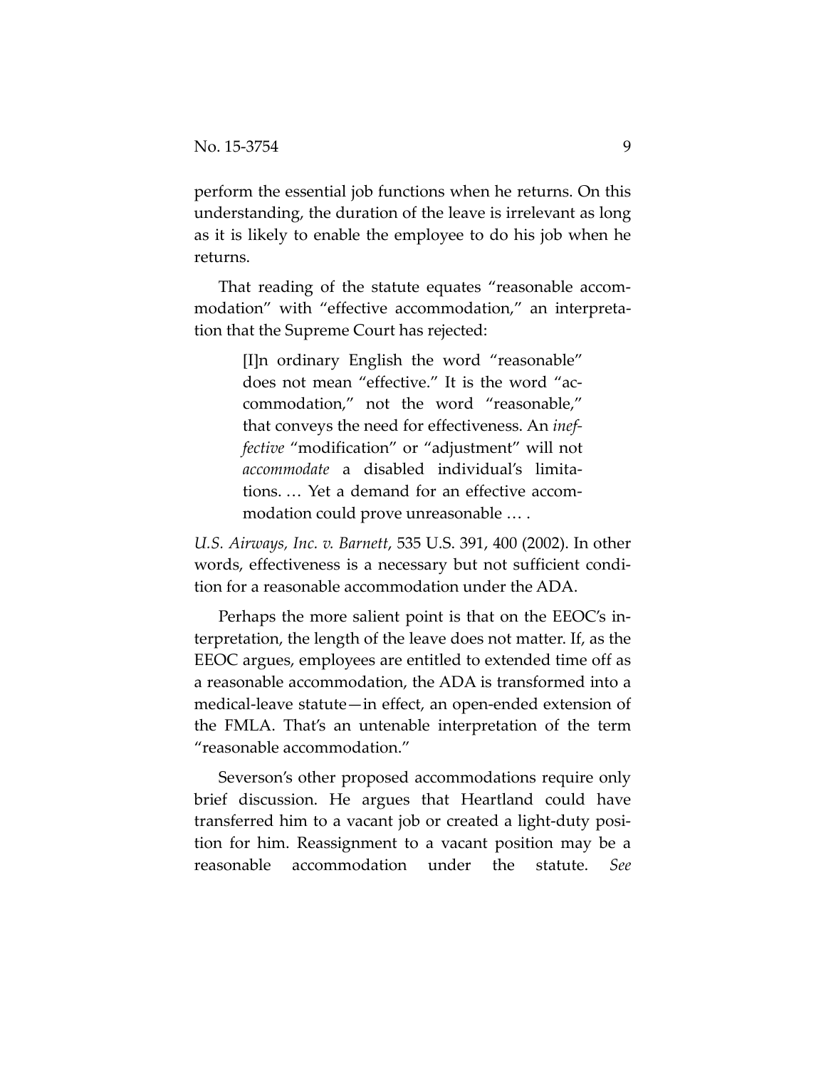perform the essential job functions when he returns. On this understanding, the duration of the leave is irrelevant as long as it is likely to enable the employee to do his job when he returns.

That reading of the statute equates "reasonable accommodation" with "effective accommodation," an interpretation that the Supreme Court has rejected:

> [I]n ordinary English the word "reasonable" does not mean "effective." It is the word "accommodation," not the word "reasonable," that conveys the need for effectiveness. An *ineffective* "modification" or "adjustment" will not *accommodate* a disabled individual's limitations. … Yet a demand for an effective accommodation could prove unreasonable … .

*U.S. Airways, Inc. v. Barnett*, 535 U.S. 391, 400 (2002). In other words, effectiveness is a necessary but not sufficient condition for a reasonable accommodation under the ADA.

Perhaps the more salient point is that on the EEOC's interpretation, the length of the leave does not matter. If, as the EEOC argues, employees are entitled to extended time off as a reasonable accommodation, the ADA is transformed into a medical-leave statute—in effect, an open-ended extension of the FMLA. That's an untenable interpretation of the term "reasonable accommodation."

Severson's other proposed accommodations require only brief discussion. He argues that Heartland could have transferred him to a vacant job or created a light-duty position for him. Reassignment to a vacant position may be a reasonable accommodation under the statute. *See*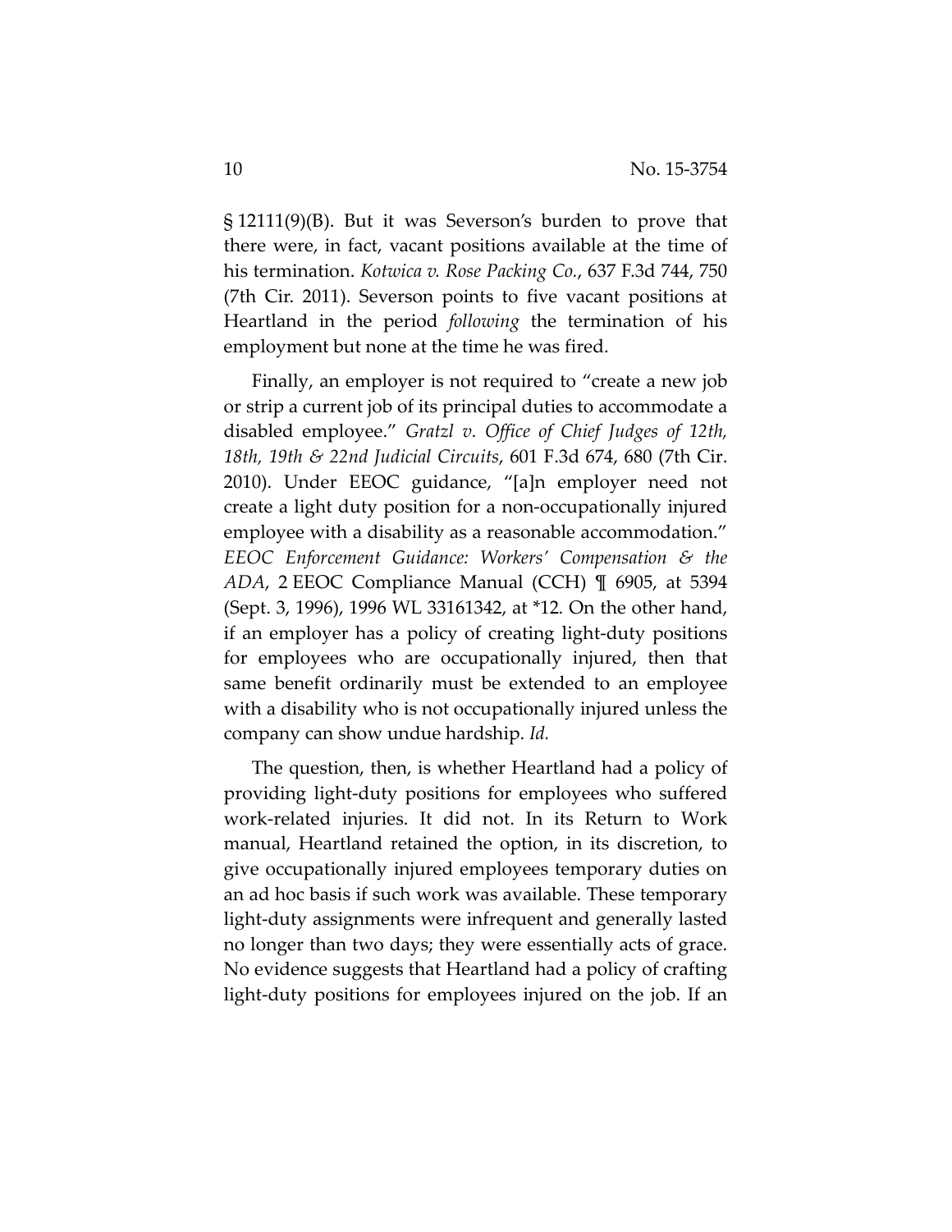§ 12111(9)(B). But it was Severson's burden to prove that there were, in fact, vacant positions available at the time of his termination. *Kotwica v. Rose Packing Co.*, 637 F.3d 744, 750 (7th Cir. 2011). Severson points to five vacant positions at Heartland in the period *following* the termination of his employment but none at the time he was fired.

Finally, an employer is not required to "create a new job or strip a current job of its principal duties to accommodate a disabled employee." *Gratzl v. Office of Chief Judges of 12th, 18th, 19th & 22nd Judicial Circuits*, 601 F.3d 674, 680 (7th Cir. 2010). Under EEOC guidance, "[a]n employer need not create a light duty position for a non-occupationally injured employee with a disability as a reasonable accommodation." *EEOC Enforcement Guidance: Workers' Compensation & the ADA*, 2 EEOC Compliance Manual (CCH) ¶ 6905, at 5394 (Sept. 3, 1996), 1996 WL 33161342, at *12. On the other hand, if an employer has a policy of creating light-duty positions for employees who are occupationally injured, then that same benefit ordinarily must be extended to an employee with a disability who is not occupationally injured unless the company can show undue hardship. *Id.*

The question, then, is whether Heartland had a policy of providing light-duty positions for employees who suffered work-related injuries. It did not. In its Return to Work manual, Heartland retained the option, in its discretion, to give occupationally injured employees temporary duties on an ad hoc basis if such work was available. These temporary light-duty assignments were infrequent and generally lasted no longer than two days; they were essentially acts of grace. No evidence suggests that Heartland had a policy of crafting light-duty positions for employees injured on the job. If an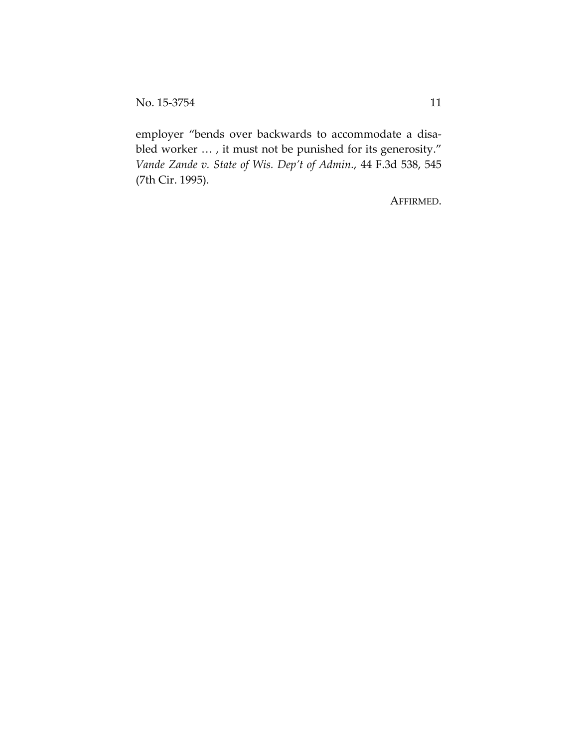employer "bends over backwards to accommodate a disabled worker … , it must not be punished for its generosity." *Vande Zande v. State of Wis. Dep't of Admin.*, 44 F.3d 538, 545 (7th Cir. 1995).

AFFIRMED.